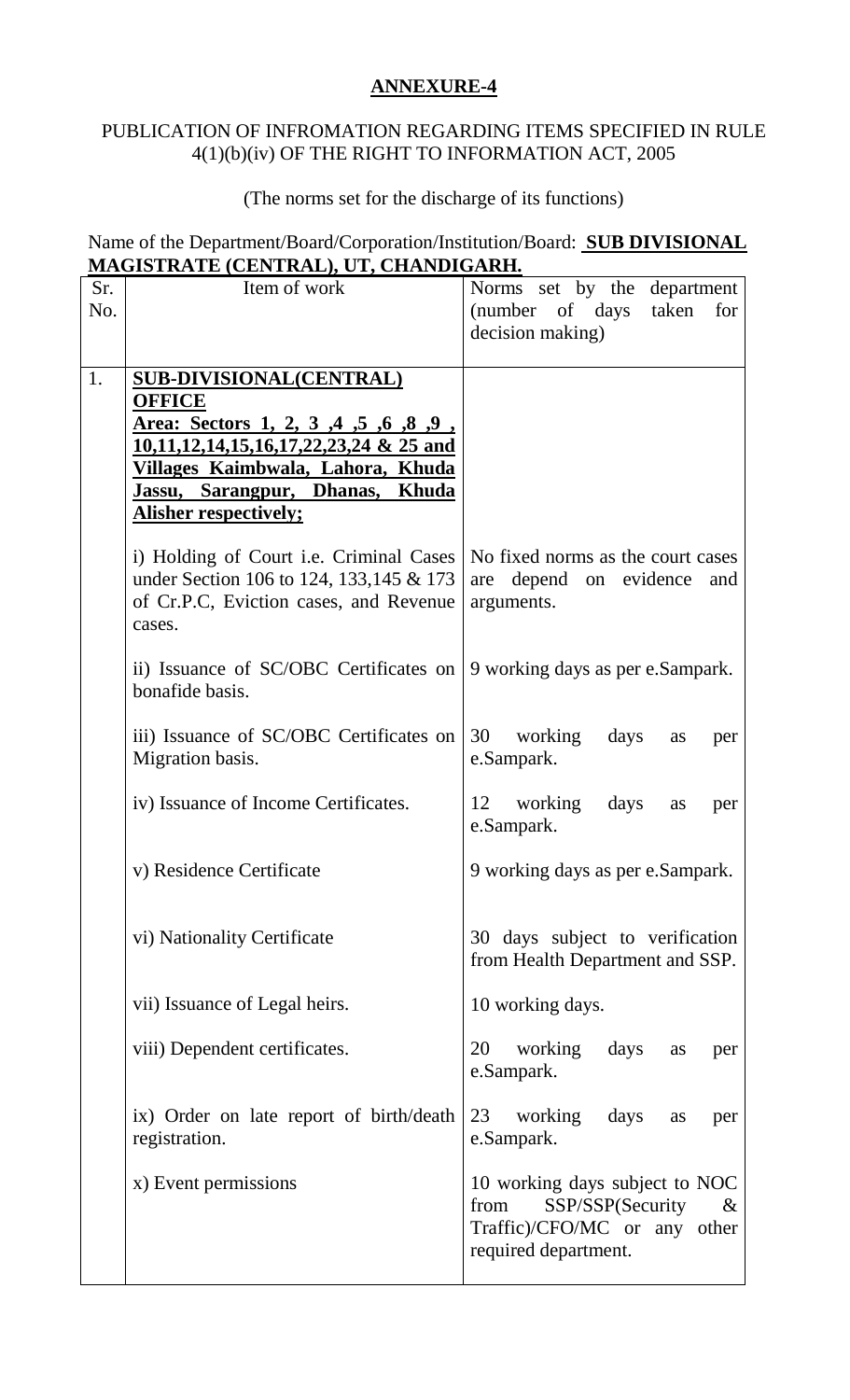## ANNEXURE-4

PUBLICATION OF INFROMATION REGARDING ITEMS SPECIFIED IN RULE 4(1)(b)(iv) OF THE RIGHT TO INFORMATION ACT, 2005

(The norms set for the discharge of its functions)

Name of the Department/Board/Corporation/Institution/Board: **SUB DIVISIONAL MAGISTRATE (CENTRAL), UT, CHANDIGARH.**

| Sr. No. | Item of work | Norms set by the department (number of days taken for decision making) |
|---|---|---|
| 1. | **SUB-DIVISIONAL(CENTRAL) OFFICE** **Area: Sectors 1, 2, 3 ,4 ,5 ,6 ,8 ,9 , 10,11,12,14,15,16,17,22,23,24 & 25 and Villages Kaimbwala, Lahora, Khuda Jassu, Sarangpur, Dhanas, Khuda Alisher respectively;** | |
| | i) Holding of Court i.e. Criminal Cases under Section 106 to 124, 133,145 & 173 of Cr.P.C, Eviction cases, and Revenue cases. | No fixed norms as the court cases are depend on evidence and arguments. |
| | ii) Issuance of SC/OBC Certificates on bonafide basis. | 9 working days as per e.Sampark. |
| | iii) Issuance of SC/OBC Certificates on Migration basis. | 30 working days as per e.Sampark. |
| | iv) Issuance of Income Certificates. | 12 working days as per e.Sampark. |
| | v) Residence Certificate | 9 working days as per e.Sampark. |
| | vi) Nationality Certificate | 30 days subject to verification from Health Department and SSP. |
| | vii) Issuance of Legal heirs. | 10 working days. |
| | viii) Dependent certificates. | 20 working days as per e.Sampark. |
| | ix) Order on late report of birth/death registration. | 23 working days as per e.Sampark. |
| | x) Event permissions | 10 working days subject to NOC from SSP/SSP(Security & Traffic)/CFO/MC or any other required department. |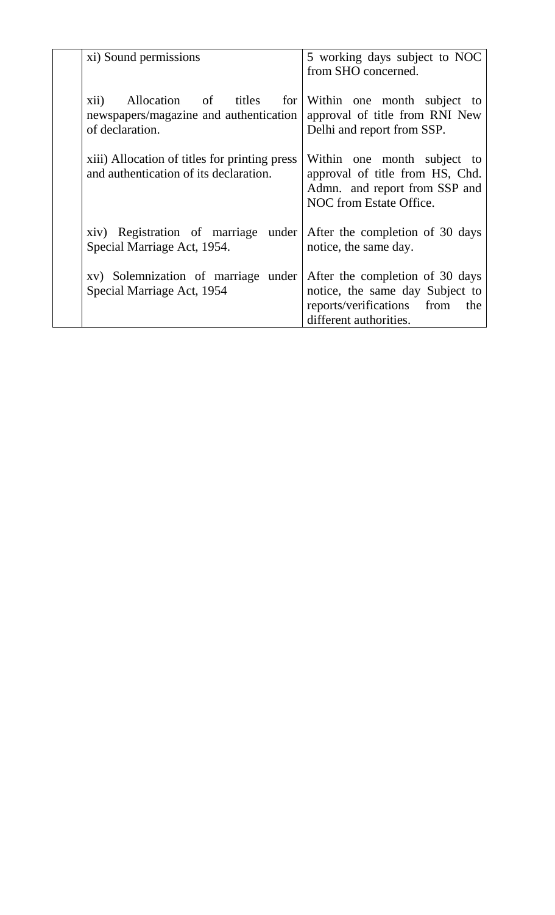| | | |
|---|---|---|
| | xi) Sound permissions | 5 working days subject to NOC from SHO concerned. |
| | xii) Allocation of titles for newspapers/magazine and authentication of declaration. | Within one month subject to approval of title from RNI New Delhi and report from SSP. |
| | xiii) Allocation of titles for printing press and authentication of its declaration. | Within one month subject to approval of title from HS, Chd. Admn. and report from SSP and NOC from Estate Office. |
| | xiv) Registration of marriage under Special Marriage Act, 1954. | After the completion of 30 days notice, the same day. |
| | xv) Solemnization of marriage under Special Marriage Act, 1954 | After the completion of 30 days notice, the same day Subject to reports/verifications from the different authorities. |